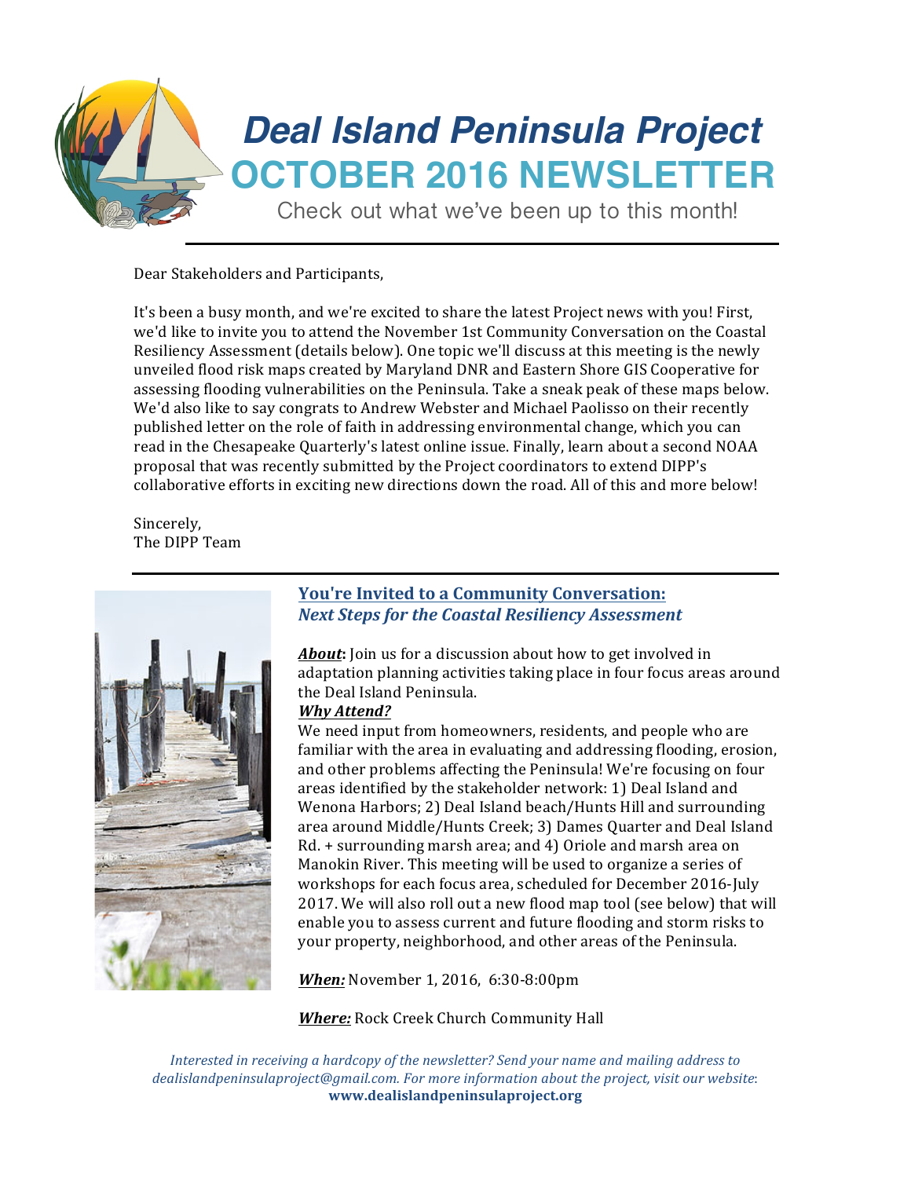# Deal Island Peninsula Project

## OCTOBER 2016 NEWSLETTER

Check out what we've been up to this month!

Dear Stakeholders and Participants,

It's been a busy month, and we're excited to share the latest Project news with you! First, we'd like to invite you to attend the November 1st Community Conversation on the Coastal Resiliency Assessment (details below). One topic we'll discuss at this meeting is the newly unveiled flood risk maps created by Maryland DNR and Eastern Shore GIS Cooperative for assessing flooding vulnerabilities on the Peninsula. Take a sneak peak of these maps below. We'd also like to say congrats to Andrew Webster and Michael Paolisso on their recently published letter on the role of faith in addressing environmental change, which you can read in the Chesapeake Quarterly's latest online issue. Finally, learn about a second NOAA proposal that was recently submitted by the Project coordinators to extend DIPP's collaborative efforts in exciting new directions down the road. All of this and more below!

Sincerely,
The DIPP Team

## You're Invited to a Community Conversation: *Next Steps for the Coastal Resiliency Assessment*

***About*:** Join us for a discussion about how to get involved in adaptation planning activities taking place in four focus areas around the Deal Island Peninsula.

***Why Attend?***
We need input from homeowners, residents, and people who are familiar with the area in evaluating and addressing flooding, erosion, and other problems affecting the Peninsula! We're focusing on four areas identified by the stakeholder network: 1) Deal Island and Wenona Harbors; 2) Deal Island beach/Hunts Hill and surrounding area around Middle/Hunts Creek; 3) Dames Quarter and Deal Island Rd. + surrounding marsh area; and 4) Oriole and marsh area on Manokin River. This meeting will be used to organize a series of workshops for each focus area, scheduled for December 2016-July 2017. We will also roll out a new flood map tool (see below) that will enable you to assess current and future flooding and storm risks to your property, neighborhood, and other areas of the Peninsula.

***When:*** November 1, 2016, 6:30-8:00pm

***Where:*** Rock Creek Church Community Hall

*Interested in receiving a hardcopy of the newsletter? Send your name and mailing address to dealislandpeninsulaproject@gmail.com. For more information about the project, visit our website:* **www.dealislandpeninsulaproject.org**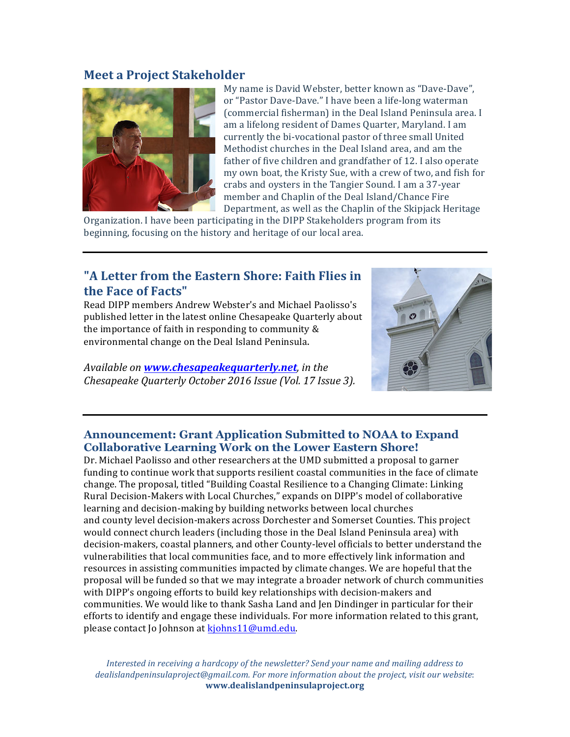## Meet a Project Stakeholder

My name is David Webster, better known as "Dave-Dave", or "Pastor Dave-Dave." I have been a life-long waterman (commercial fisherman) in the Deal Island Peninsula area. I am a lifelong resident of Dames Quarter, Maryland. I am currently the bi-vocational pastor of three small United Methodist churches in the Deal Island area, and am the father of five children and grandfather of 12. I also operate my own boat, the Kristy Sue, with a crew of two, and fish for crabs and oysters in the Tangier Sound. I am a 37-year member and Chaplin of the Deal Island/Chance Fire Department, as well as the Chaplin of the Skipjack Heritage Organization. I have been participating in the DIPP Stakeholders program from its beginning, focusing on the history and heritage of our local area.

---

## "A Letter from the Eastern Shore: Faith Flies in the Face of Facts"

Read DIPP members Andrew Webster's and Michael Paolisso's published letter in the latest online Chesapeake Quarterly about the importance of faith in responding to community & environmental change on the Deal Island Peninsula.

*Available on **www.chesapeakequarterly.net**, in the Chesapeake Quarterly October 2016 Issue (Vol. 17 Issue 3).*

---

## Announcement: Grant Application Submitted to NOAA to Expand Collaborative Learning Work on the Lower Eastern Shore!

Dr. Michael Paolisso and other researchers at the UMD submitted a proposal to garner funding to continue work that supports resilient coastal communities in the face of climate change. The proposal, titled "Building Coastal Resilience to a Changing Climate: Linking Rural Decision-Makers with Local Churches," expands on DIPP's model of collaborative learning and decision-making by building networks between local churches and county level decision-makers across Dorchester and Somerset Counties. This project would connect church leaders (including those in the Deal Island Peninsula area) with decision-makers, coastal planners, and other County-level officials to better understand the vulnerabilities that local communities face, and to more effectively link information and resources in assisting communities impacted by climate changes. We are hopeful that the proposal will be funded so that we may integrate a broader network of church communities with DIPP's ongoing efforts to build key relationships with decision-makers and communities. We would like to thank Sasha Land and Jen Dindinger in particular for their efforts to identify and engage these individuals. For more information related to this grant, please contact Jo Johnson at kjohns11@umd.edu.

*Interested in receiving a hardcopy of the newsletter? Send your name and mailing address to dealislandpeninsulaproject@gmail.com. For more information about the project, visit our website:*
**www.dealislandpeninsulaproject.org**